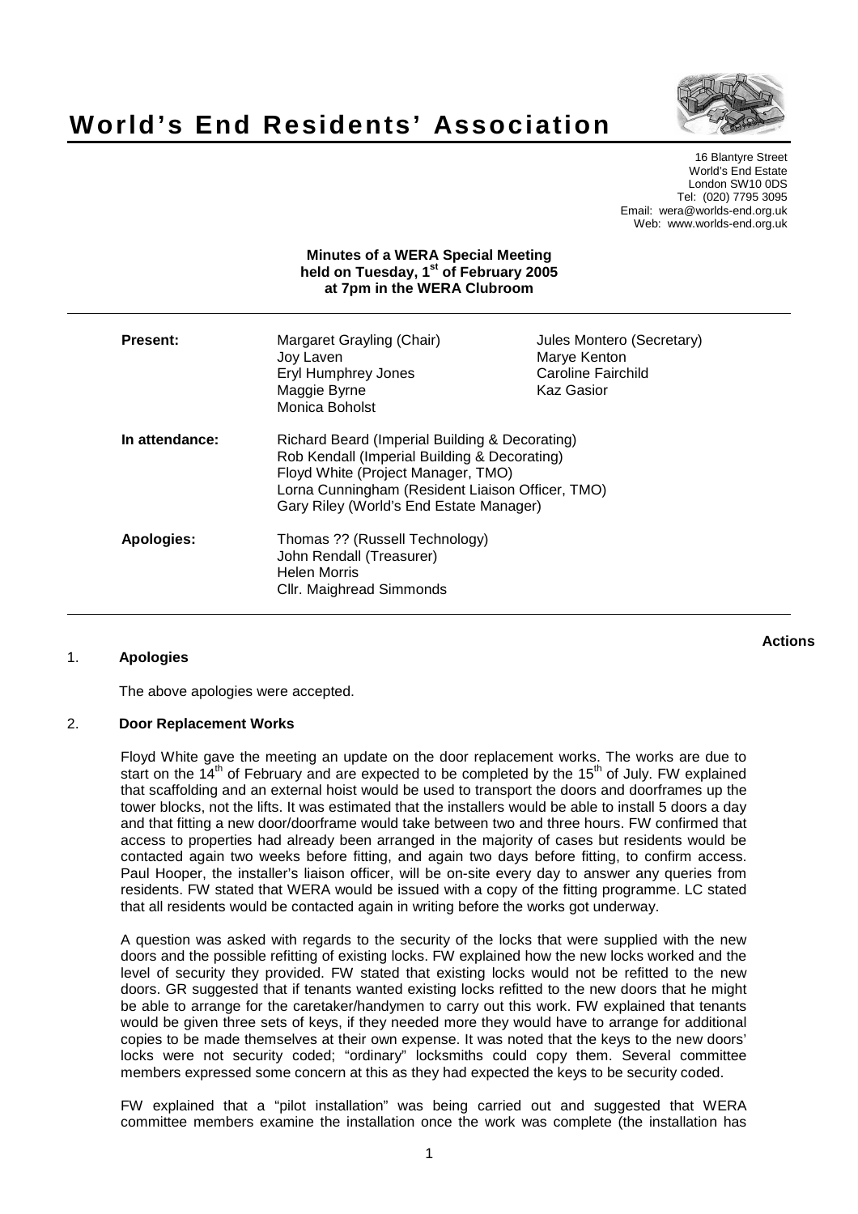# World's End Residents' Association

16 Blantyre Street
World's End Estate
London SW10 0DS
Tel: (020) 7795 3095
Email: wera@worlds-end.org.uk
Web: www.worlds-end.org.uk

**Minutes of a WERA Special Meeting held on Tuesday, 1st of February 2005 at 7pm in the WERA Clubroom**

| | | |
|---|---|---|
| **Present:** | Margaret Grayling (Chair) | Jules Montero (Secretary) |
| | Joy Laven | Marye Kenton |
| | Eryl Humphrey Jones | Caroline Fairchild |
| | Maggie Byrne | Kaz Gasior |
| | Monica Boholst | |
| **In attendance:** | Richard Beard (Imperial Building & Decorating) | |
| | Rob Kendall (Imperial Building & Decorating) | |
| | Floyd White (Project Manager, TMO) | |
| | Lorna Cunningham (Resident Liaison Officer, TMO) | |
| | Gary Riley (World's End Estate Manager) | |
| **Apologies:** | Thomas ?? (Russell Technology) | |
| | John Rendall (Treasurer) | |
| | Helen Morris | |
| | Cllr. Maighread Simmonds | |

**Actions**

## 1. Apologies

The above apologies were accepted.

## 2. Door Replacement Works

Floyd White gave the meeting an update on the door replacement works. The works are due to start on the 14th of February and are expected to be completed by the 15th of July. FW explained that scaffolding and an external hoist would be used to transport the doors and doorframes up the tower blocks, not the lifts. It was estimated that the installers would be able to install 5 doors a day and that fitting a new door/doorframe would take between two and three hours. FW confirmed that access to properties had already been arranged in the majority of cases but residents would be contacted again two weeks before fitting, and again two days before fitting, to confirm access. Paul Hooper, the installer's liaison officer, will be on-site every day to answer any queries from residents. FW stated that WERA would be issued with a copy of the fitting programme. LC stated that all residents would be contacted again in writing before the works got underway.

A question was asked with regards to the security of the locks that were supplied with the new doors and the possible refitting of existing locks. FW explained how the new locks worked and the level of security they provided. FW stated that existing locks would not be refitted to the new doors. GR suggested that if tenants wanted existing locks refitted to the new doors that he might be able to arrange for the caretaker/handymen to carry out this work. FW explained that tenants would be given three sets of keys, if they needed more they would have to arrange for additional copies to be made themselves at their own expense. It was noted that the keys to the new doors' locks were not security coded; "ordinary" locksmiths could copy them. Several committee members expressed some concern at this as they had expected the keys to be security coded.

FW explained that a "pilot installation" was being carried out and suggested that WERA committee members examine the installation once the work was complete (the installation has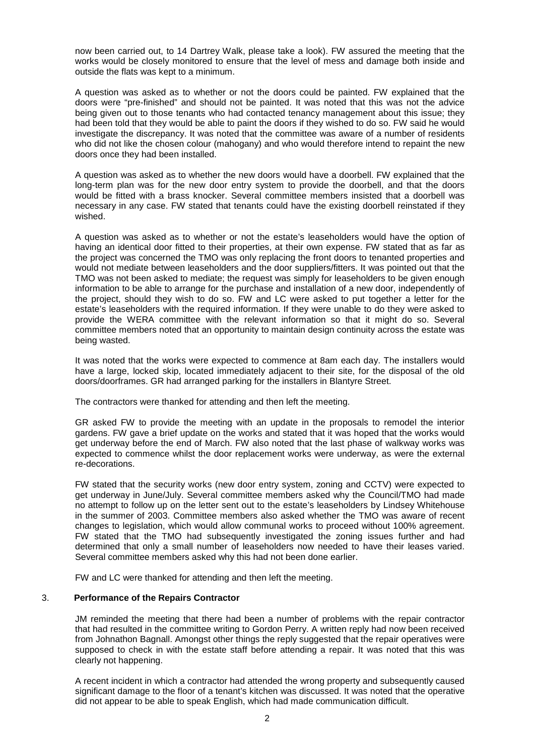now been carried out, to 14 Dartrey Walk, please take a look). FW assured the meeting that the works would be closely monitored to ensure that the level of mess and damage both inside and outside the flats was kept to a minimum.

A question was asked as to whether or not the doors could be painted. FW explained that the doors were "pre-finished" and should not be painted. It was noted that this was not the advice being given out to those tenants who had contacted tenancy management about this issue; they had been told that they would be able to paint the doors if they wished to do so. FW said he would investigate the discrepancy. It was noted that the committee was aware of a number of residents who did not like the chosen colour (mahogany) and who would therefore intend to repaint the new doors once they had been installed.

A question was asked as to whether the new doors would have a doorbell. FW explained that the long-term plan was for the new door entry system to provide the doorbell, and that the doors would be fitted with a brass knocker. Several committee members insisted that a doorbell was necessary in any case. FW stated that tenants could have the existing doorbell reinstated if they wished.

A question was asked as to whether or not the estate's leaseholders would have the option of having an identical door fitted to their properties, at their own expense. FW stated that as far as the project was concerned the TMO was only replacing the front doors to tenanted properties and would not mediate between leaseholders and the door suppliers/fitters. It was pointed out that the TMO was not been asked to mediate; the request was simply for leaseholders to be given enough information to be able to arrange for the purchase and installation of a new door, independently of the project, should they wish to do so. FW and LC were asked to put together a letter for the estate's leaseholders with the required information. If they were unable to do they were asked to provide the WERA committee with the relevant information so that it might do so. Several committee members noted that an opportunity to maintain design continuity across the estate was being wasted.

It was noted that the works were expected to commence at 8am each day. The installers would have a large, locked skip, located immediately adjacent to their site, for the disposal of the old doors/doorframes. GR had arranged parking for the installers in Blantyre Street.

The contractors were thanked for attending and then left the meeting.

GR asked FW to provide the meeting with an update in the proposals to remodel the interior gardens. FW gave a brief update on the works and stated that it was hoped that the works would get underway before the end of March. FW also noted that the last phase of walkway works was expected to commence whilst the door replacement works were underway, as were the external re-decorations.

FW stated that the security works (new door entry system, zoning and CCTV) were expected to get underway in June/July. Several committee members asked why the Council/TMO had made no attempt to follow up on the letter sent out to the estate's leaseholders by Lindsey Whitehouse in the summer of 2003. Committee members also asked whether the TMO was aware of recent changes to legislation, which would allow communal works to proceed without 100% agreement. FW stated that the TMO had subsequently investigated the zoning issues further and had determined that only a small number of leaseholders now needed to have their leases varied. Several committee members asked why this had not been done earlier.

FW and LC were thanked for attending and then left the meeting.

### 3. **Performance of the Repairs Contractor**

JM reminded the meeting that there had been a number of problems with the repair contractor that had resulted in the committee writing to Gordon Perry. A written reply had now been received from Johnathon Bagnall. Amongst other things the reply suggested that the repair operatives were supposed to check in with the estate staff before attending a repair. It was noted that this was clearly not happening.

A recent incident in which a contractor had attended the wrong property and subsequently caused significant damage to the floor of a tenant's kitchen was discussed. It was noted that the operative did not appear to be able to speak English, which had made communication difficult.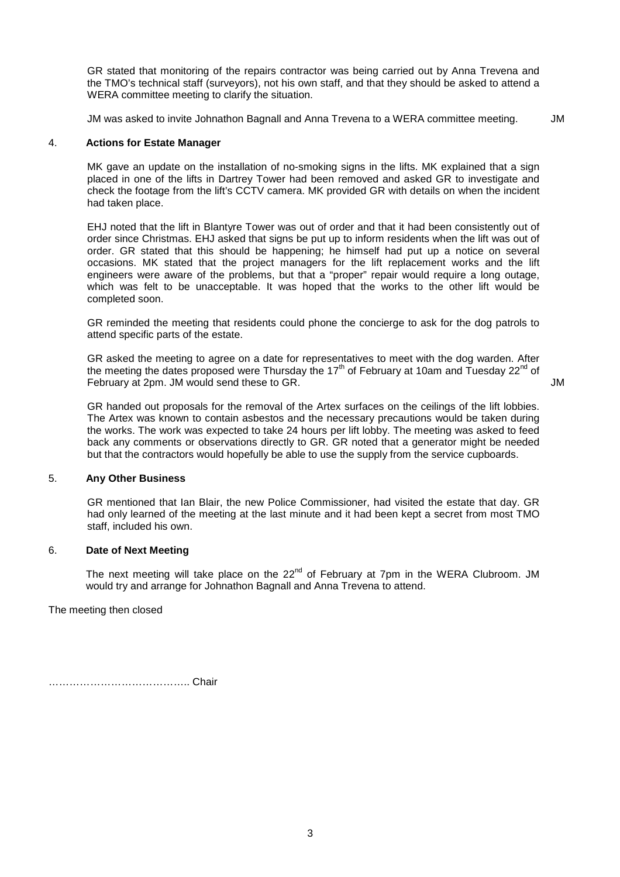GR stated that monitoring of the repairs contractor was being carried out by Anna Trevena and the TMO's technical staff (surveyors), not his own staff, and that they should be asked to attend a WERA committee meeting to clarify the situation.

JM was asked to invite Johnathon Bagnall and Anna Trevena to a WERA committee meeting. **JM**

## 4. Actions for Estate Manager

MK gave an update on the installation of no-smoking signs in the lifts. MK explained that a sign placed in one of the lifts in Dartrey Tower had been removed and asked GR to investigate and check the footage from the lift's CCTV camera. MK provided GR with details on when the incident had taken place.

EHJ noted that the lift in Blantyre Tower was out of order and that it had been consistently out of order since Christmas. EHJ asked that signs be put up to inform residents when the lift was out of order. GR stated that this should be happening; he himself had put up a notice on several occasions. MK stated that the project managers for the lift replacement works and the lift engineers were aware of the problems, but that a "proper" repair would require a long outage, which was felt to be unacceptable. It was hoped that the works to the other lift would be completed soon.

GR reminded the meeting that residents could phone the concierge to ask for the dog patrols to attend specific parts of the estate.

GR asked the meeting to agree on a date for representatives to meet with the dog warden. After the meeting the dates proposed were Thursday the 17th of February at 10am and Tuesday 22nd of February at 2pm. JM would send these to GR. **JM**

GR handed out proposals for the removal of the Artex surfaces on the ceilings of the lift lobbies. The Artex was known to contain asbestos and the necessary precautions would be taken during the works. The work was expected to take 24 hours per lift lobby. The meeting was asked to feed back any comments or observations directly to GR. GR noted that a generator might be needed but that the contractors would hopefully be able to use the supply from the service cupboards.

## 5. Any Other Business

GR mentioned that Ian Blair, the new Police Commissioner, had visited the estate that day. GR had only learned of the meeting at the last minute and it had been kept a secret from most TMO staff, included his own.

## 6. Date of Next Meeting

The next meeting will take place on the 22nd of February at 7pm in the WERA Clubroom. JM would try and arrange for Johnathon Bagnall and Anna Trevena to attend.

The meeting then closed

………………………………….. Chair